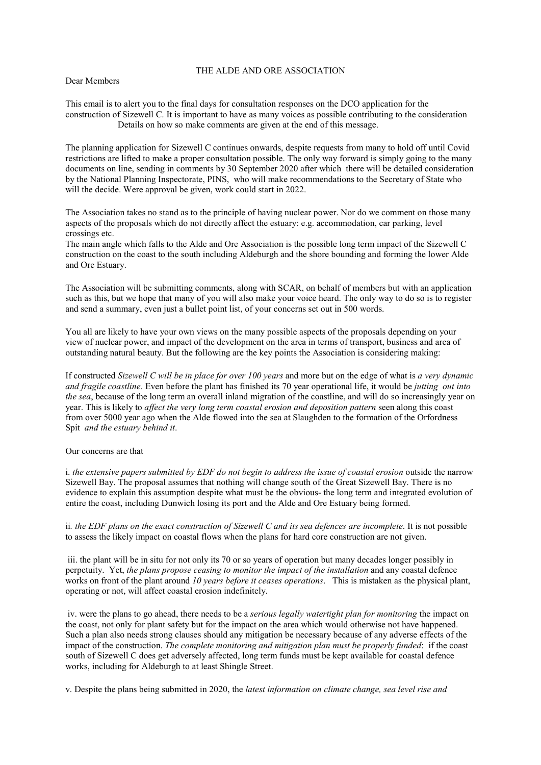# THE ALDE AND ORE ASSOCIATION

Dear Members

This email is to alert you to the final days for consultation responses on the DCO application for the construction of Sizewell C. It is important to have as many voices as possible contributing to the consideration. Details on how so make comments are given at the end of this message.

The planning application for Sizewell C continues onwards, despite requests from many to hold off until Covid restrictions are lifted to make a proper consultation possible. The only way forward is simply going to the many documents on line, sending in comments by 30 September 2020 after which there will be detailed consideration by the National Planning Inspectorate, PINS, who will make recommendations to the Secretary of State who will the decide. Were approval be given, work could start in 2022.

The Association takes no stand as to the principle of having nuclear power. Nor do we comment on those many aspects of the proposals which do not directly affect the estuary: e.g. accommodation, car parking, level crossings etc.
The main angle which falls to the Alde and Ore Association is the possible long term impact of the Sizewell C construction on the coast to the south including Aldeburgh and the shore bounding and forming the lower Alde and Ore Estuary.

The Association will be submitting comments, along with SCAR, on behalf of members but with an application such as this, but we hope that many of you will also make your voice heard. The only way to do so is to register and send a summary, even just a bullet point list, of your concerns set out in 500 words.

You all are likely to have your own views on the many possible aspects of the proposals depending on your view of nuclear power, and impact of the development on the area in terms of transport, business and area of outstanding natural beauty. But the following are the key points the Association is considering making:

If constructed *Sizewell C will be in place for over 100 years* and more but on the edge of what is *a very dynamic and fragile coastline*. Even before the plant has finished its 70 year operational life, it would be *jutting out into the sea*, because of the long term an overall inland migration of the coastline, and will do so increasingly year on year. This is likely to *affect the very long term coastal erosion and deposition pattern* seen along this coast from over 5000 year ago when the Alde flowed into the sea at Slaughden to the formation of the Orfordness Spit *and the estuary behind it*.

Our concerns are that

i. *the extensive papers submitted by EDF do not begin to address the issue of coastal erosion* outside the narrow Sizewell Bay. The proposal assumes that nothing will change south of the Great Sizewell Bay. There is no evidence to explain this assumption despite what must be the obvious- the long term and integrated evolution of entire the coast, including Dunwich losing its port and the Alde and Ore Estuary being formed.

ii. *the EDF plans on the exact construction of Sizewell C and its sea defences are incomplete*. It is not possible to assess the likely impact on coastal flows when the plans for hard core construction are not given.

iii. the plant will be in situ for not only its 70 or so years of operation but many decades longer possibly in perpetuity. Yet, *the plans propose ceasing to monitor the impact of the installation* and any coastal defence works on front of the plant around *10 years before it ceases operations*. This is mistaken as the physical plant, operating or not, will affect coastal erosion indefinitely.

iv. were the plans to go ahead, there needs to be a *serious legally watertight plan for monitoring* the impact on the coast, not only for plant safety but for the impact on the area which would otherwise not have happened. Such a plan also needs strong clauses should any mitigation be necessary because of any adverse effects of the impact of the construction. *The complete monitoring and mitigation plan must be properly funded*: if the coast south of Sizewell C does get adversely affected, long term funds must be kept available for coastal defence works, including for Aldeburgh to at least Shingle Street.

v. Despite the plans being submitted in 2020, the *latest information on climate change, sea level rise and*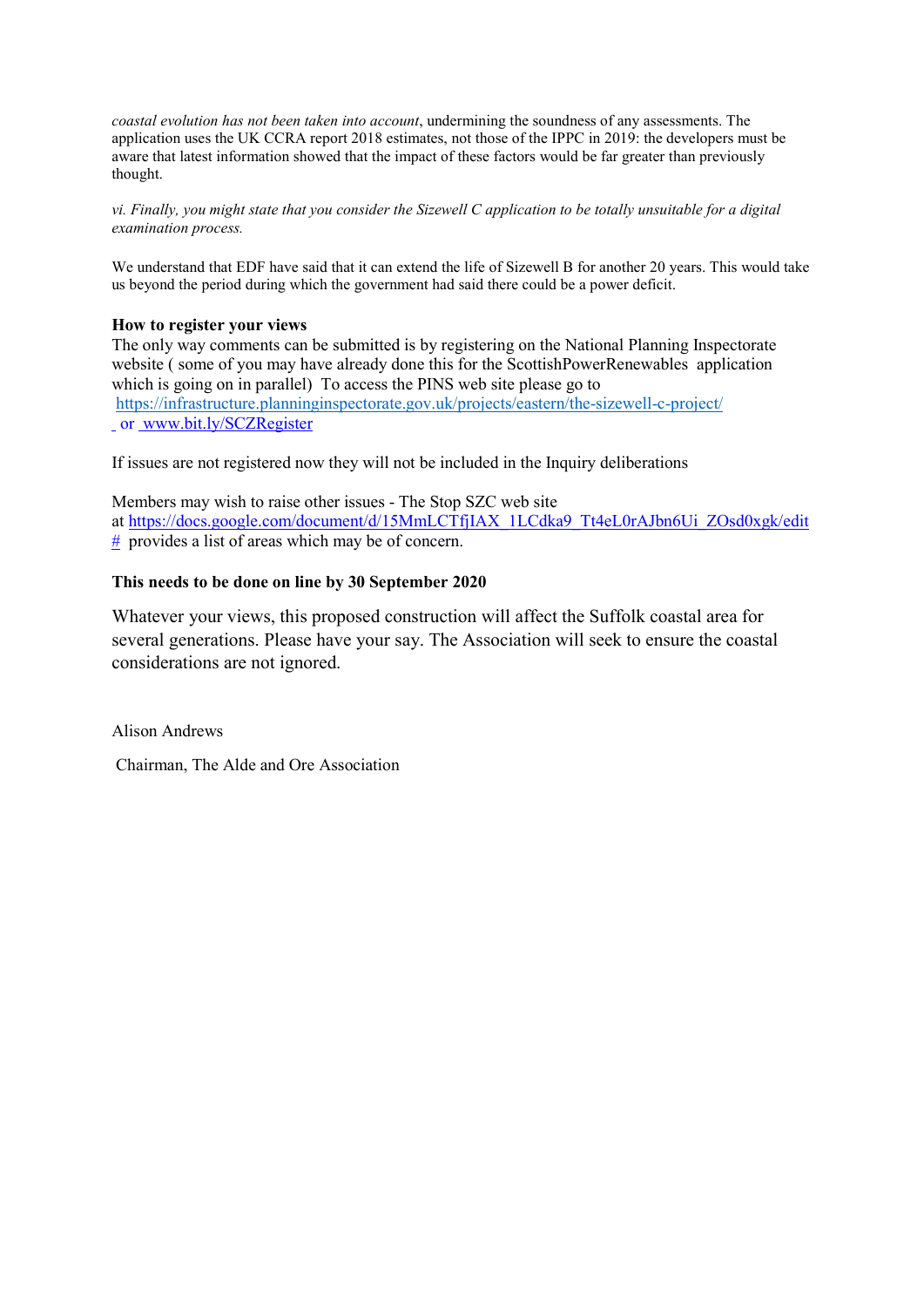*coastal evolution has not been taken into account*, undermining the soundness of any assessments. The application uses the UK CCRA report 2018 estimates, not those of the IPPC in 2019: the developers must be aware that latest information showed that the impact of these factors would be far greater than previously thought.

*vi. Finally, you might state that you consider the Sizewell C application to be totally unsuitable for a digital examination process.*

We understand that EDF have said that it can extend the life of Sizewell B for another 20 years. This would take us beyond the period during which the government had said there could be a power deficit.

**How to register your views**

The only way comments can be submitted is by registering on the National Planning Inspectorate website ( some of you may have already done this for the ScottishPowerRenewables application which is going on in parallel) To access the PINS web site please go to https://infrastructure.planninginspectorate.gov.uk/projects/eastern/the-sizewell-c-project/ or www.bit.ly/SCZRegister

If issues are not registered now they will not be included in the Inquiry deliberations

Members may wish to raise other issues - The Stop SZC web site at https://docs.google.com/document/d/15MmLCTfjIAX_1LCdka9_Tt4eL0rAJbn6Ui_ZOsd0xgk/edit# provides a list of areas which may be of concern.

**This needs to be done on line by 30 September 2020**

Whatever your views, this proposed construction will affect the Suffolk coastal area for several generations. Please have your say. The Association will seek to ensure the coastal considerations are not ignored.

Alison Andrews

Chairman, The Alde and Ore Association